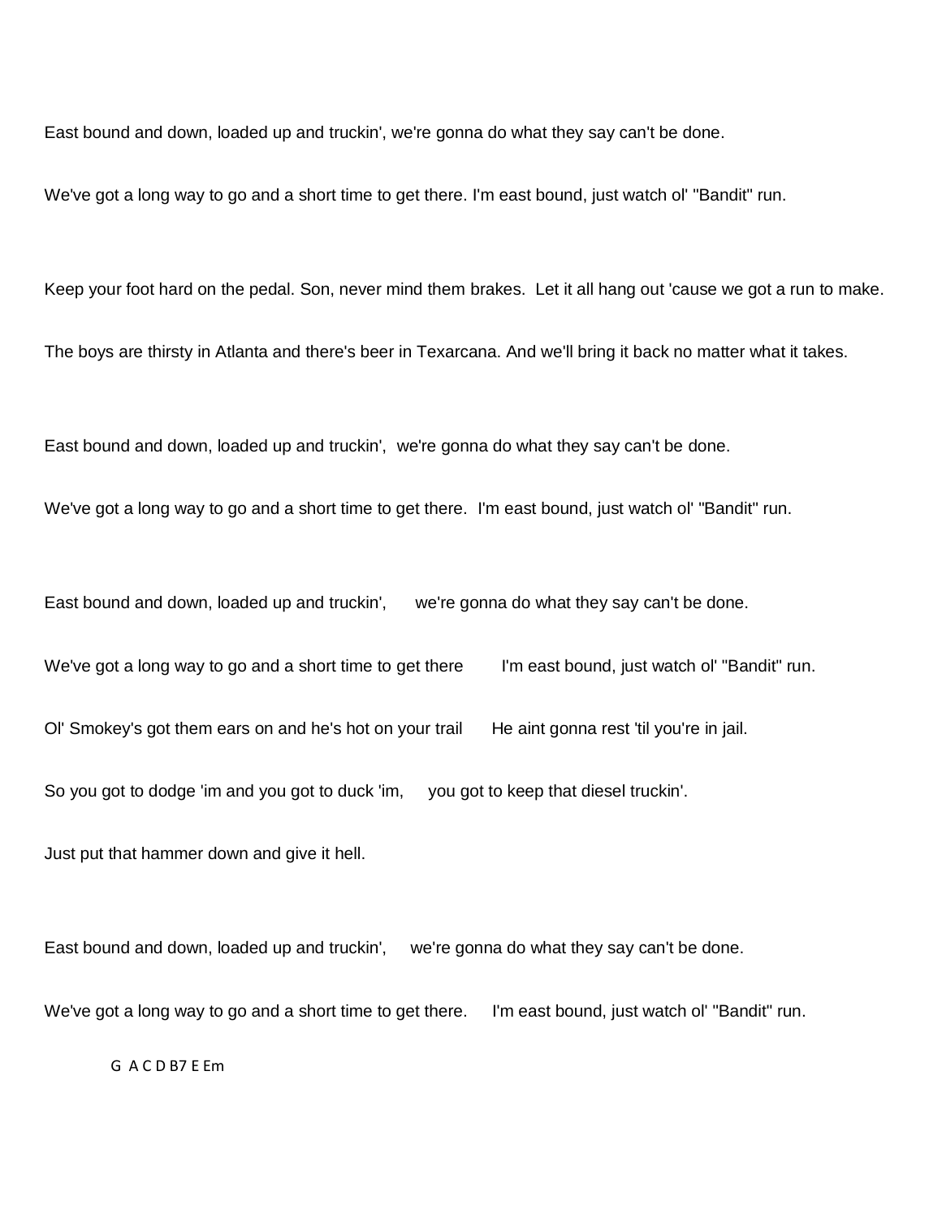East bound and down, loaded up and truckin', we're gonna do what they say can't be done.

We've got a long way to go and a short time to get there. I'm east bound, just watch ol' "Bandit" run.

Keep your foot hard on the pedal. Son, never mind them brakes. Let it all hang out 'cause we got a run to make.

The boys are thirsty in Atlanta and there's beer in Texarcana. And we'll bring it back no matter what it takes.

East bound and down, loaded up and truckin', we're gonna do what they say can't be done.

We've got a long way to go and a short time to get there. I'm east bound, just watch ol' "Bandit" run.

East bound and down, loaded up and truckin', we're gonna do what they say can't be done.

We've got a long way to go and a short time to get there I'm east bound, just watch ol' "Bandit" run.

Ol' Smokey's got them ears on and he's hot on your trail He aint gonna rest 'til you're in jail.

So you got to dodge 'im and you got to duck 'im, you got to keep that diesel truckin'.

Just put that hammer down and give it hell.

East bound and down, loaded up and truckin', we're gonna do what they say can't be done.

We've got a long way to go and a short time to get there. I'm east bound, just watch ol' "Bandit" run.

G A C D B7 E Em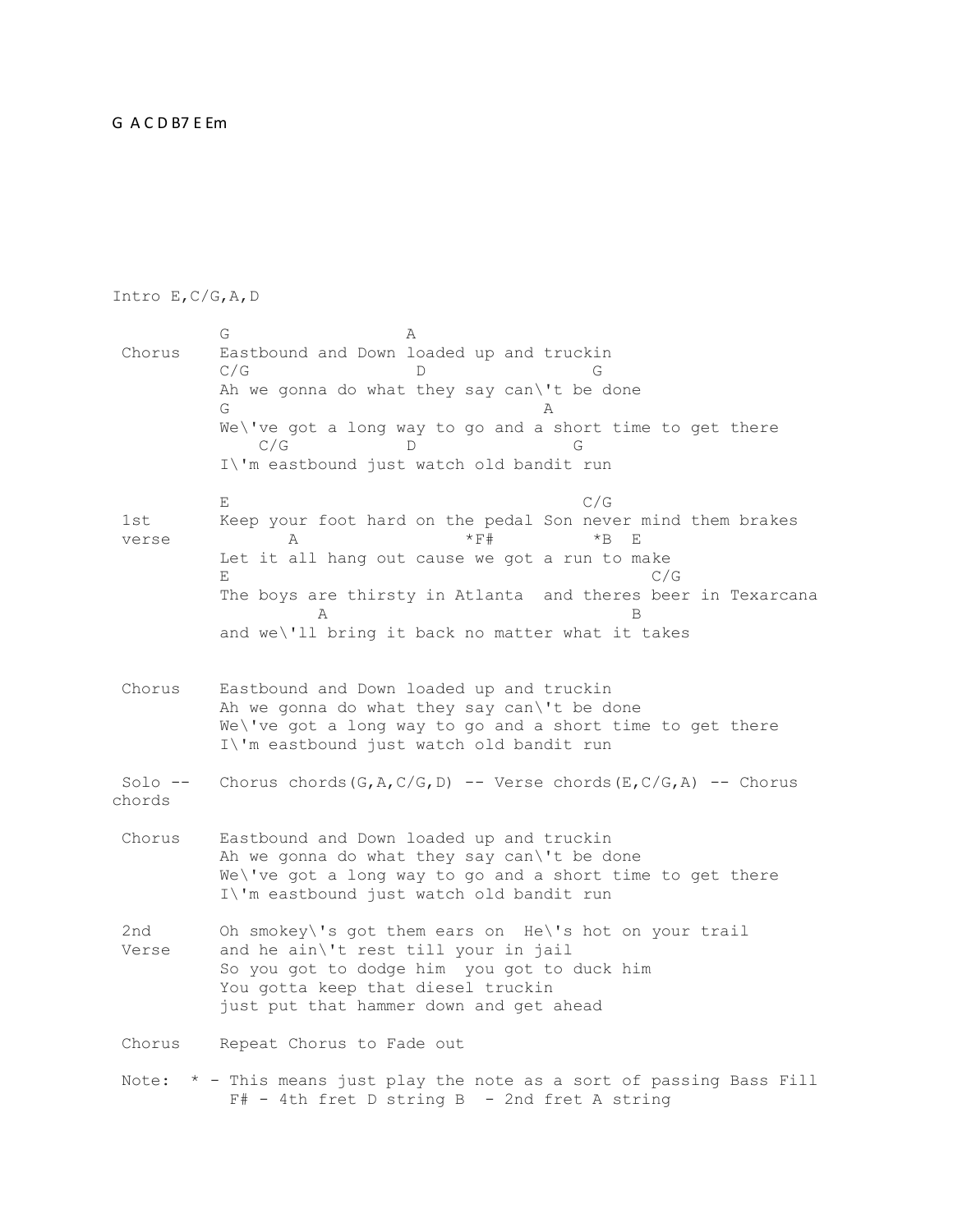G A C D B7 E Em

```
Intro E,C/G,A,D

         G                   A
 Chorus  Eastbound and Down loaded up and truckin
         C/G                D                 G
         Ah we gonna do what they say can\'t be done
         G                                A
         We\'ve got a long way to go and a short time to get there
             C/G           D                G
         I\'m eastbound just watch old bandit run

         E                                    C/G
 1st     Keep your foot hard on the pedal Son never mind them brakes
 verse          A                 *F#          *B  E
         Let it all hang out cause we got a run to make
         E                                              C/G
         The boys are thirsty in Atlanta  and theres beer in Texarcana
                  A                                 B
         and we\'ll bring it back no matter what it takes


 Chorus  Eastbound and Down loaded up and truckin
         Ah we gonna do what they say can\'t be done
         We\'ve got a long way to go and a short time to get there
         I\'m eastbound just watch old bandit run

 Solo -- Chorus chords(G,A,C/G,D) -- Verse chords(E,C/G,A) -- Chorus
chords

 Chorus  Eastbound and Down loaded up and truckin
         Ah we gonna do what they say can\'t be done
         We\'ve got a long way to go and a short time to get there
         I\'m eastbound just watch old bandit run

 2nd     Oh smokey\'s got them ears on  He\'s hot on your trail
 Verse   and he ain\'t rest till your in jail
         So you got to dodge him  you got to duck him
         You gotta keep that diesel truckin
         just put that hammer down and get ahead

 Chorus  Repeat Chorus to Fade out

 Note:  * - This means just play the note as a sort of passing Bass Fill
           F# - 4th fret D string B  - 2nd fret A string
```